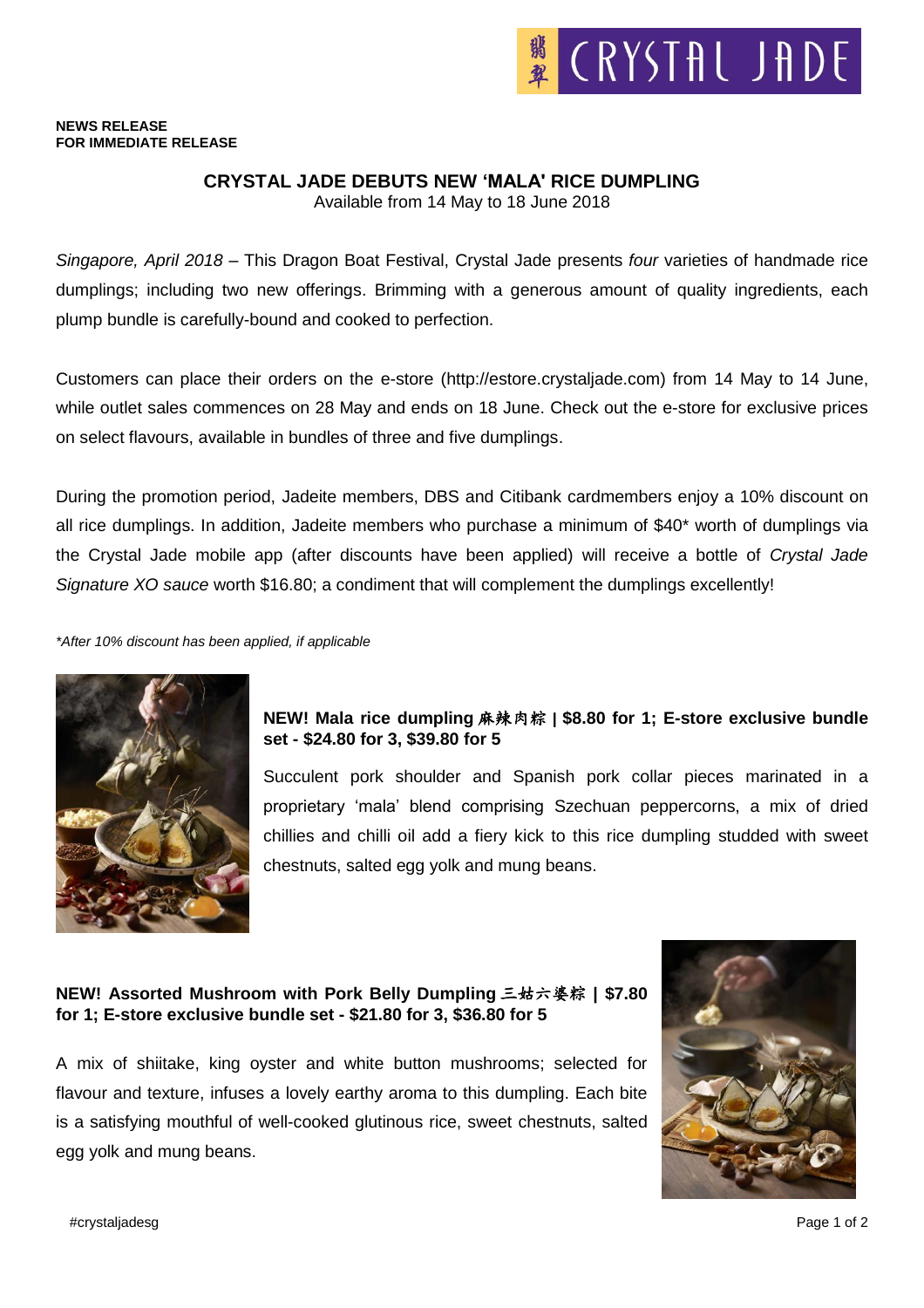**NEWS RELEASE**
**FOR IMMEDIATE RELEASE**

# CRYSTAL JADE DEBUTS NEW 'MALA' RICE DUMPLING

Available from 14 May to 18 June 2018

*Singapore, April 2018* – This Dragon Boat Festival, Crystal Jade presents *four* varieties of handmade rice dumplings; including two new offerings. Brimming with a generous amount of quality ingredients, each plump bundle is carefully-bound and cooked to perfection.

Customers can place their orders on the e-store (http://estore.crystaljade.com) from 14 May to 14 June, while outlet sales commences on 28 May and ends on 18 June. Check out the e-store for exclusive prices on select flavours, available in bundles of three and five dumplings.

During the promotion period, Jadeite members, DBS and Citibank cardmembers enjoy a 10% discount on all rice dumplings. In addition, Jadeite members who purchase a minimum of $40* worth of dumplings via the Crystal Jade mobile app (after discounts have been applied) will receive a bottle of *Crystal Jade Signature XO sauce* worth $16.80; a condiment that will complement the dumplings excellently!

*\*After 10% discount has been applied, if applicable*

**NEW! Mala rice dumpling 麻辣肉粽 | $8.80 for 1; E-store exclusive bundle set - $24.80 for 3, $39.80 for 5**

Succulent pork shoulder and Spanish pork collar pieces marinated in a proprietary 'mala' blend comprising Szechuan peppercorns, a mix of dried chillies and chilli oil add a fiery kick to this rice dumpling studded with sweet chestnuts, salted egg yolk and mung beans.

**NEW! Assorted Mushroom with Pork Belly Dumpling 三姑六婆粽 | $7.80 for 1; E-store exclusive bundle set - $21.80 for 3, $36.80 for 5**

A mix of shiitake, king oyster and white button mushrooms; selected for flavour and texture, infuses a lovely earthy aroma to this dumpling. Each bite is a satisfying mouthful of well-cooked glutinous rice, sweet chestnuts, salted egg yolk and mung beans.

#crystaljadesg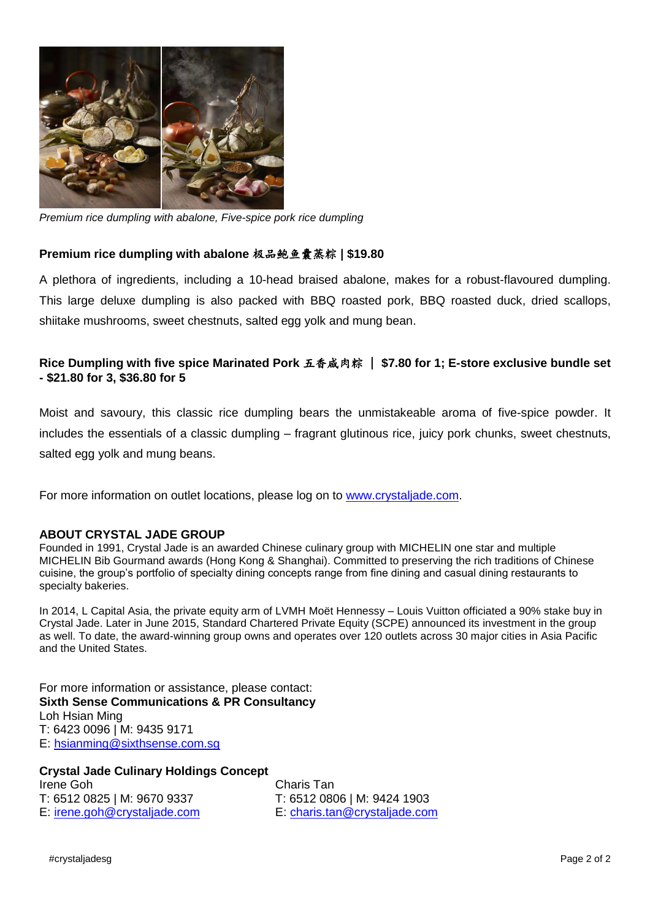*Premium rice dumpling with abalone, Five-spice pork rice dumpling*

**Premium rice dumpling with abalone 极品鲍鱼囊蒸粽 | $19.80**

A plethora of ingredients, including a 10-head braised abalone, makes for a robust-flavoured dumpling. This large deluxe dumpling is also packed with BBQ roasted pork, BBQ roasted duck, dried scallops, shiitake mushrooms, sweet chestnuts, salted egg yolk and mung bean.

**Rice Dumpling with five spice Marinated Pork 五香咸肉粽 | $7.80 for 1; E-store exclusive bundle set - $21.80 for 3, $36.80 for 5**

Moist and savoury, this classic rice dumpling bears the unmistakeable aroma of five-spice powder. It includes the essentials of a classic dumpling – fragrant glutinous rice, juicy pork chunks, sweet chestnuts, salted egg yolk and mung beans.

For more information on outlet locations, please log on to www.crystaljade.com.

**ABOUT CRYSTAL JADE GROUP**

Founded in 1991, Crystal Jade is an awarded Chinese culinary group with MICHELIN one star and multiple MICHELIN Bib Gourmand awards (Hong Kong & Shanghai). Committed to preserving the rich traditions of Chinese cuisine, the group's portfolio of specialty dining concepts range from fine dining and casual dining restaurants to specialty bakeries.

In 2014, L Capital Asia, the private equity arm of LVMH Moët Hennessy – Louis Vuitton officiated a 90% stake buy in Crystal Jade. Later in June 2015, Standard Chartered Private Equity (SCPE) announced its investment in the group as well. To date, the award-winning group owns and operates over 120 outlets across 30 major cities in Asia Pacific and the United States.

For more information or assistance, please contact:
**Sixth Sense Communications & PR Consultancy**
Loh Hsian Ming
T: 6423 0096 | M: 9435 9171
E: hsianming@sixthsense.com.sg

**Crystal Jade Culinary Holdings Concept**

Irene Goh
T: 6512 0825 | M: 9670 9337
E: irene.goh@crystaljade.com

Charis Tan
T: 6512 0806 | M: 9424 1903
E: charis.tan@crystaljade.com

#crystaljadesg